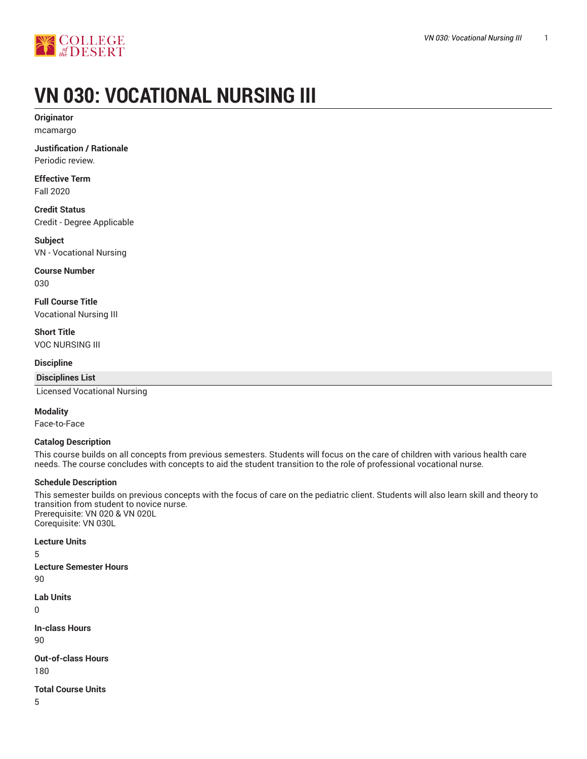# VN 030: VOCATIONAL NURSING III

**Originator**
mcamargo

**Justification / Rationale**
Periodic review.

**Effective Term**
Fall 2020

**Credit Status**
Credit - Degree Applicable

**Subject**
VN - Vocational Nursing

**Course Number**
030

**Full Course Title**
Vocational Nursing III

**Short Title**
VOC NURSING III

**Discipline**

| Disciplines List |
| --- |
| Licensed Vocational Nursing |

**Modality**
Face-to-Face

**Catalog Description**
This course builds on all concepts from previous semesters. Students will focus on the care of children with various health care needs. The course concludes with concepts to aid the student transition to the role of professional vocational nurse.

**Schedule Description**
This semester builds on previous concepts with the focus of care on the pediatric client. Students will also learn skill and theory to transition from student to novice nurse.
Prerequisite: VN 020 & VN 020L
Corequisite: VN 030L

**Lecture Units**
5

**Lecture Semester Hours**
90

**Lab Units**
0

**In-class Hours**
90

**Out-of-class Hours**
180

**Total Course Units**
5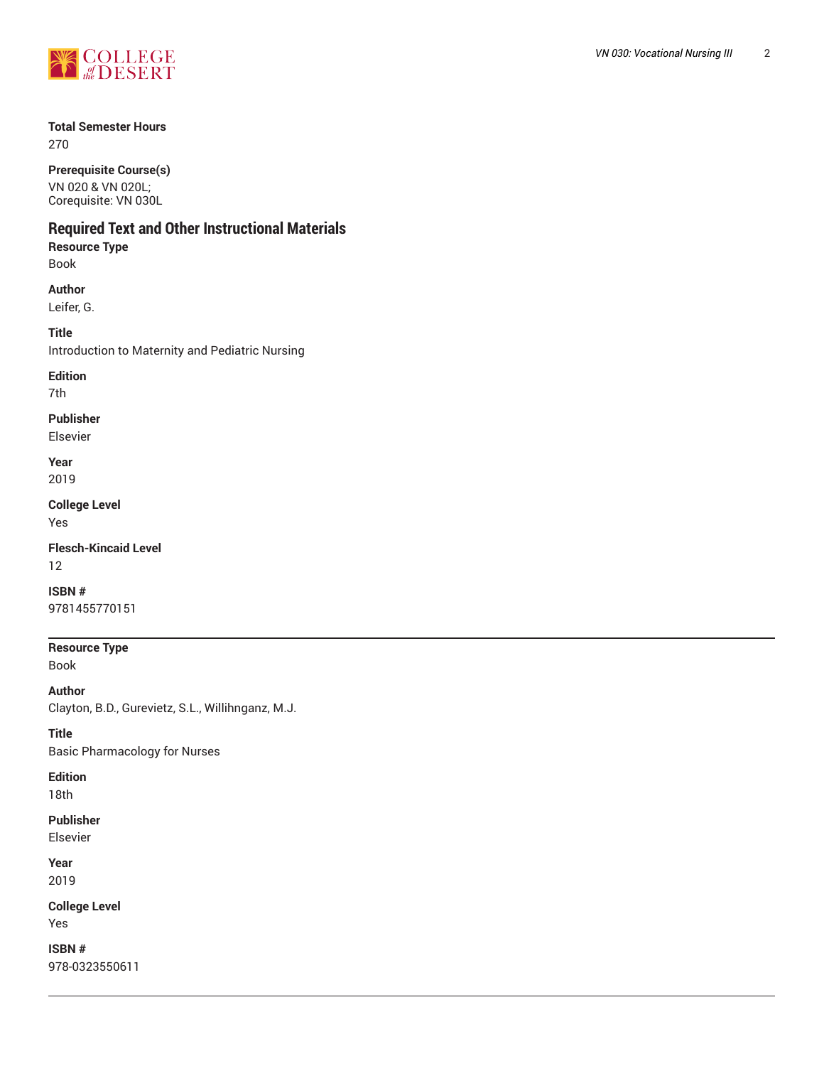**Total Semester Hours**
270

**Prerequisite Course(s)**
VN 020 & VN 020L;
Corequisite: VN 030L

## Required Text and Other Instructional Materials

**Resource Type**
Book

**Author**
Leifer, G.

**Title**
Introduction to Maternity and Pediatric Nursing

**Edition**
7th

**Publisher**
Elsevier

**Year**
2019

**College Level**
Yes

**Flesch-Kincaid Level**
12

**ISBN #**
9781455770151

---

**Resource Type**
Book

**Author**
Clayton, B.D., Gurevietz, S.L., Willihnganz, M.J.

**Title**
Basic Pharmacology for Nurses

**Edition**
18th

**Publisher**
Elsevier

**Year**
2019

**College Level**
Yes

**ISBN #**
978-0323550611

---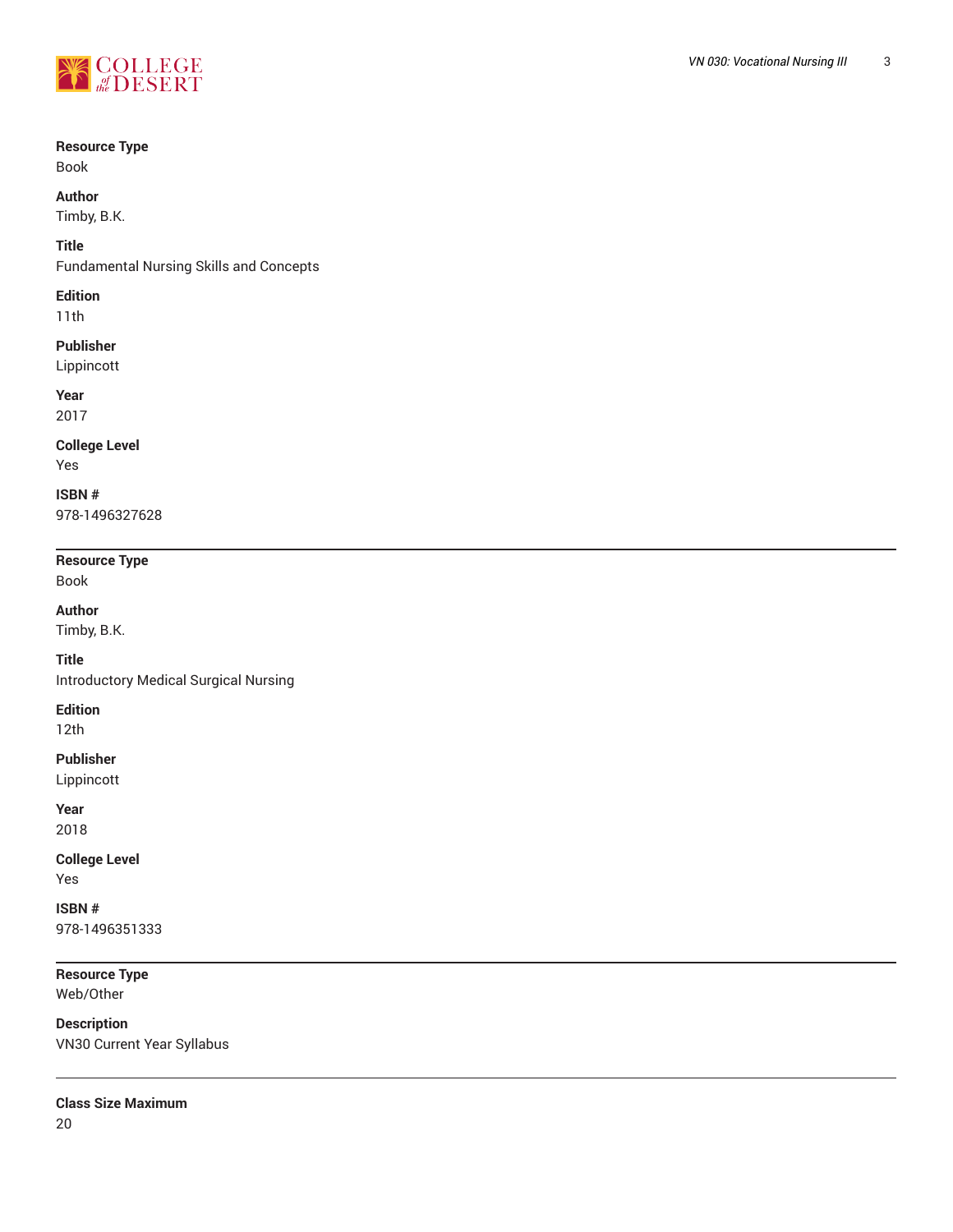**Resource Type**
Book

**Author**
Timby, B.K.

**Title**
Fundamental Nursing Skills and Concepts

**Edition**
11th

**Publisher**
Lippincott

**Year**
2017

**College Level**
Yes

**ISBN #**
978-1496327628

---

**Resource Type**
Book

**Author**
Timby, B.K.

**Title**
Introductory Medical Surgical Nursing

**Edition**
12th

**Publisher**
Lippincott

**Year**
2018

**College Level**
Yes

**ISBN #**
978-1496351333

---

**Resource Type**
Web/Other

**Description**
VN30 Current Year Syllabus

---

**Class Size Maximum**
20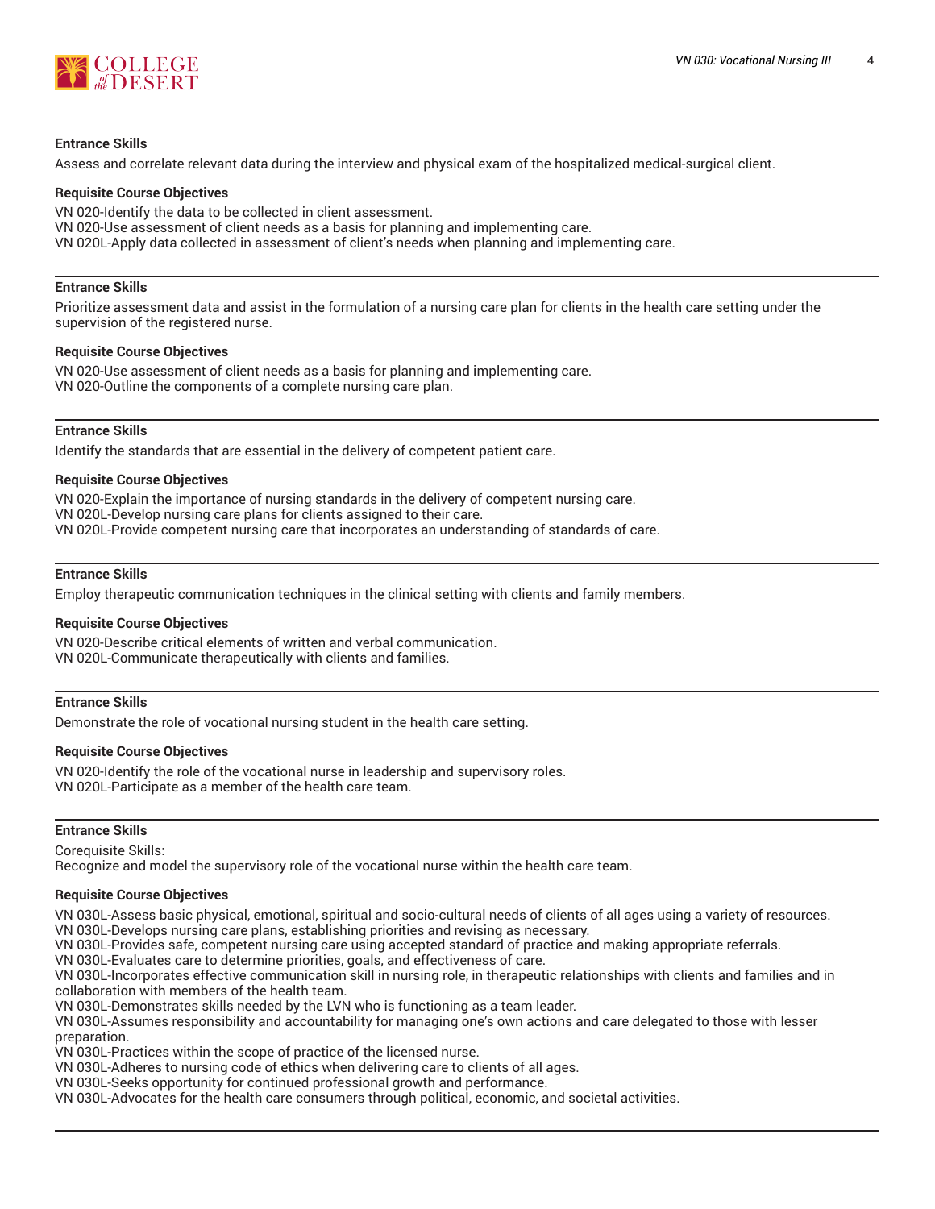#### Entrance Skills

Assess and correlate relevant data during the interview and physical exam of the hospitalized medical-surgical client.

#### Requisite Course Objectives

VN 020-Identify the data to be collected in client assessment.
VN 020-Use assessment of client needs as a basis for planning and implementing care.
VN 020L-Apply data collected in assessment of client's needs when planning and implementing care.

---

#### Entrance Skills

Prioritize assessment data and assist in the formulation of a nursing care plan for clients in the health care setting under the supervision of the registered nurse.

#### Requisite Course Objectives

VN 020-Use assessment of client needs as a basis for planning and implementing care.
VN 020-Outline the components of a complete nursing care plan.

---

#### Entrance Skills

Identify the standards that are essential in the delivery of competent patient care.

#### Requisite Course Objectives

VN 020-Explain the importance of nursing standards in the delivery of competent nursing care.
VN 020L-Develop nursing care plans for clients assigned to their care.
VN 020L-Provide competent nursing care that incorporates an understanding of standards of care.

---

#### Entrance Skills

Employ therapeutic communication techniques in the clinical setting with clients and family members.

#### Requisite Course Objectives

VN 020-Describe critical elements of written and verbal communication.
VN 020L-Communicate therapeutically with clients and families.

---

#### Entrance Skills

Demonstrate the role of vocational nursing student in the health care setting.

#### Requisite Course Objectives

VN 020-Identify the role of the vocational nurse in leadership and supervisory roles.
VN 020L-Participate as a member of the health care team.

---

#### Entrance Skills

Corequisite Skills:
Recognize and model the supervisory role of the vocational nurse within the health care team.

#### Requisite Course Objectives

VN 030L-Assess basic physical, emotional, spiritual and socio-cultural needs of clients of all ages using a variety of resources.
VN 030L-Develops nursing care plans, establishing priorities and revising as necessary.
VN 030L-Provides safe, competent nursing care using accepted standard of practice and making appropriate referrals.
VN 030L-Evaluates care to determine priorities, goals, and effectiveness of care.
VN 030L-Incorporates effective communication skill in nursing role, in therapeutic relationships with clients and families and in collaboration with members of the health team.
VN 030L-Demonstrates skills needed by the LVN who is functioning as a team leader.
VN 030L-Assumes responsibility and accountability for managing one's own actions and care delegated to those with lesser preparation.
VN 030L-Practices within the scope of practice of the licensed nurse.
VN 030L-Adheres to nursing code of ethics when delivering care to clients of all ages.
VN 030L-Seeks opportunity for continued professional growth and performance.
VN 030L-Advocates for the health care consumers through political, economic, and societal activities.

---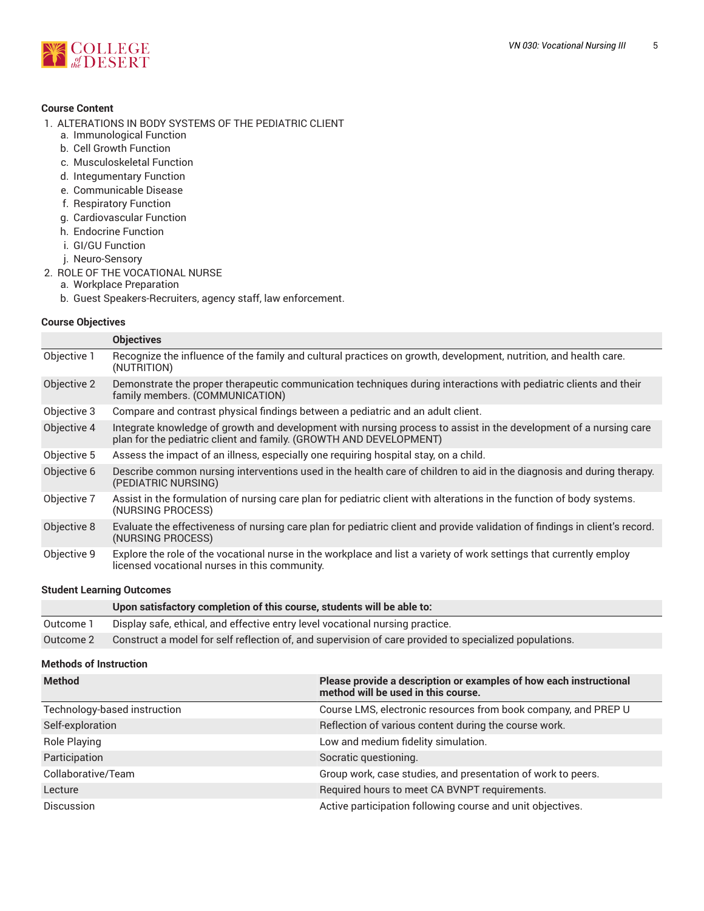## Course Content

1. ALTERATIONS IN BODY SYSTEMS OF THE PEDIATRIC CLIENT
   a. Immunological Function
   b. Cell Growth Function
   c. Musculoskeletal Function
   d. Integumentary Function
   e. Communicable Disease
   f. Respiratory Function
   g. Cardiovascular Function
   h. Endocrine Function
   i. GI/GU Function
   j. Neuro-Sensory
2. ROLE OF THE VOCATIONAL NURSE
   a. Workplace Preparation
   b. Guest Speakers-Recruiters, agency staff, law enforcement.

## Course Objectives

| | Objectives |
|---|---|
| Objective 1 | Recognize the influence of the family and cultural practices on growth, development, nutrition, and health care. (NUTRITION) |
| Objective 2 | Demonstrate the proper therapeutic communication techniques during interactions with pediatric clients and their family members. (COMMUNICATION) |
| Objective 3 | Compare and contrast physical findings between a pediatric and an adult client. |
| Objective 4 | Integrate knowledge of growth and development with nursing process to assist in the development of a nursing care plan for the pediatric client and family. (GROWTH AND DEVELOPMENT) |
| Objective 5 | Assess the impact of an illness, especially one requiring hospital stay, on a child. |
| Objective 6 | Describe common nursing interventions used in the health care of children to aid in the diagnosis and during therapy. (PEDIATRIC NURSING) |
| Objective 7 | Assist in the formulation of nursing care plan for pediatric client with alterations in the function of body systems. (NURSING PROCESS) |
| Objective 8 | Evaluate the effectiveness of nursing care plan for pediatric client and provide validation of findings in client's record. (NURSING PROCESS) |
| Objective 9 | Explore the role of the vocational nurse in the workplace and list a variety of work settings that currently employ licensed vocational nurses in this community. |

## Student Learning Outcomes

| | Upon satisfactory completion of this course, students will be able to: |
|---|---|
| Outcome 1 | Display safe, ethical, and effective entry level vocational nursing practice. |
| Outcome 2 | Construct a model for self reflection of, and supervision of care provided to specialized populations. |

## Methods of Instruction

| Method | Please provide a description or examples of how each instructional method will be used in this course. |
|---|---|
| Technology-based instruction | Course LMS, electronic resources from book company, and PREP U |
| Self-exploration | Reflection of various content during the course work. |
| Role Playing | Low and medium fidelity simulation. |
| Participation | Socratic questioning. |
| Collaborative/Team | Group work, case studies, and presentation of work to peers. |
| Lecture | Required hours to meet CA BVNPT requirements. |
| Discussion | Active participation following course and unit objectives. |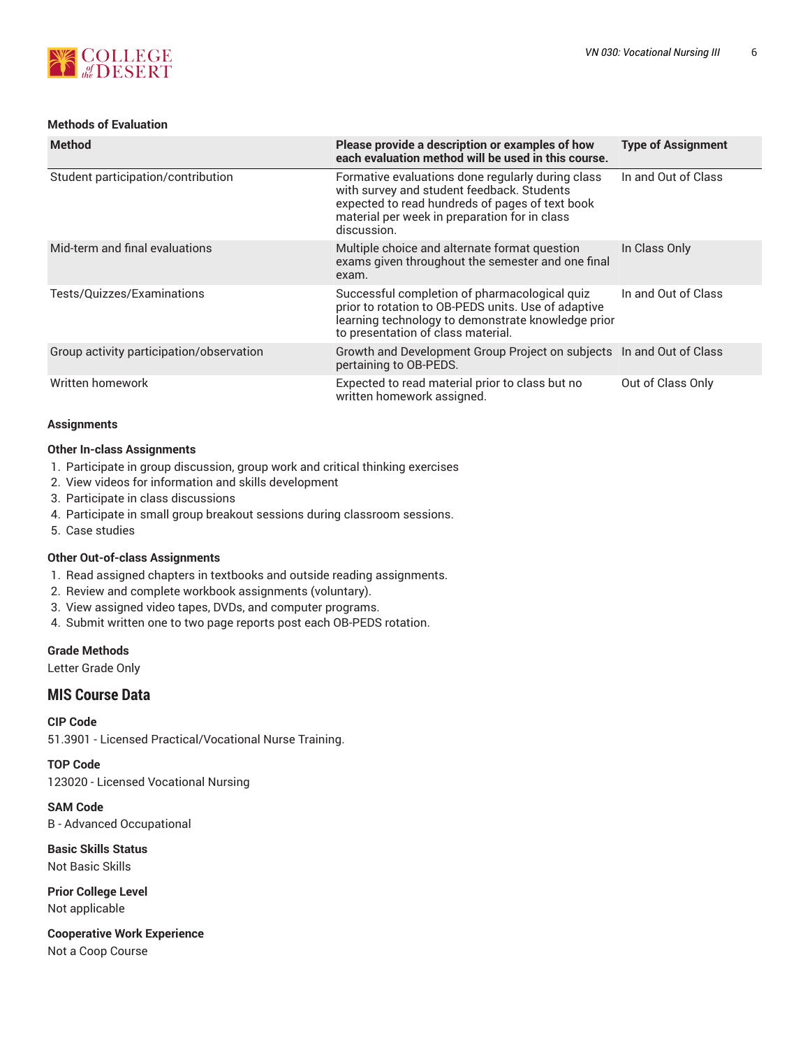#### Methods of Evaluation

| Method | Please provide a description or examples of how each evaluation method will be used in this course. | Type of Assignment |
|---|---|---|
| Student participation/contribution | Formative evaluations done regularly during class with survey and student feedback. Students expected to read hundreds of pages of text book material per week in preparation for in class discussion. | In and Out of Class |
| Mid-term and final evaluations | Multiple choice and alternate format question exams given throughout the semester and one final exam. | In Class Only |
| Tests/Quizzes/Examinations | Successful completion of pharmacological quiz prior to rotation to OB-PEDS units. Use of adaptive learning technology to demonstrate knowledge prior to presentation of class material. | In and Out of Class |
| Group activity participation/observation | Growth and Development Group Project on subjects pertaining to OB-PEDS. | In and Out of Class |
| Written homework | Expected to read material prior to class but no written homework assigned. | Out of Class Only |

#### Assignments

#### Other In-class Assignments

1. Participate in group discussion, group work and critical thinking exercises
2. View videos for information and skills development
3. Participate in class discussions
4. Participate in small group breakout sessions during classroom sessions.
5. Case studies

#### Other Out-of-class Assignments

1. Read assigned chapters in textbooks and outside reading assignments.
2. Review and complete workbook assignments (voluntary).
3. View assigned video tapes, DVDs, and computer programs.
4. Submit written one to two page reports post each OB-PEDS rotation.

#### Grade Methods

Letter Grade Only

## MIS Course Data

#### CIP Code

51.3901 - Licensed Practical/Vocational Nurse Training.

#### TOP Code

123020 - Licensed Vocational Nursing

#### SAM Code

B - Advanced Occupational

#### Basic Skills Status

Not Basic Skills

#### Prior College Level

Not applicable

#### Cooperative Work Experience

Not a Coop Course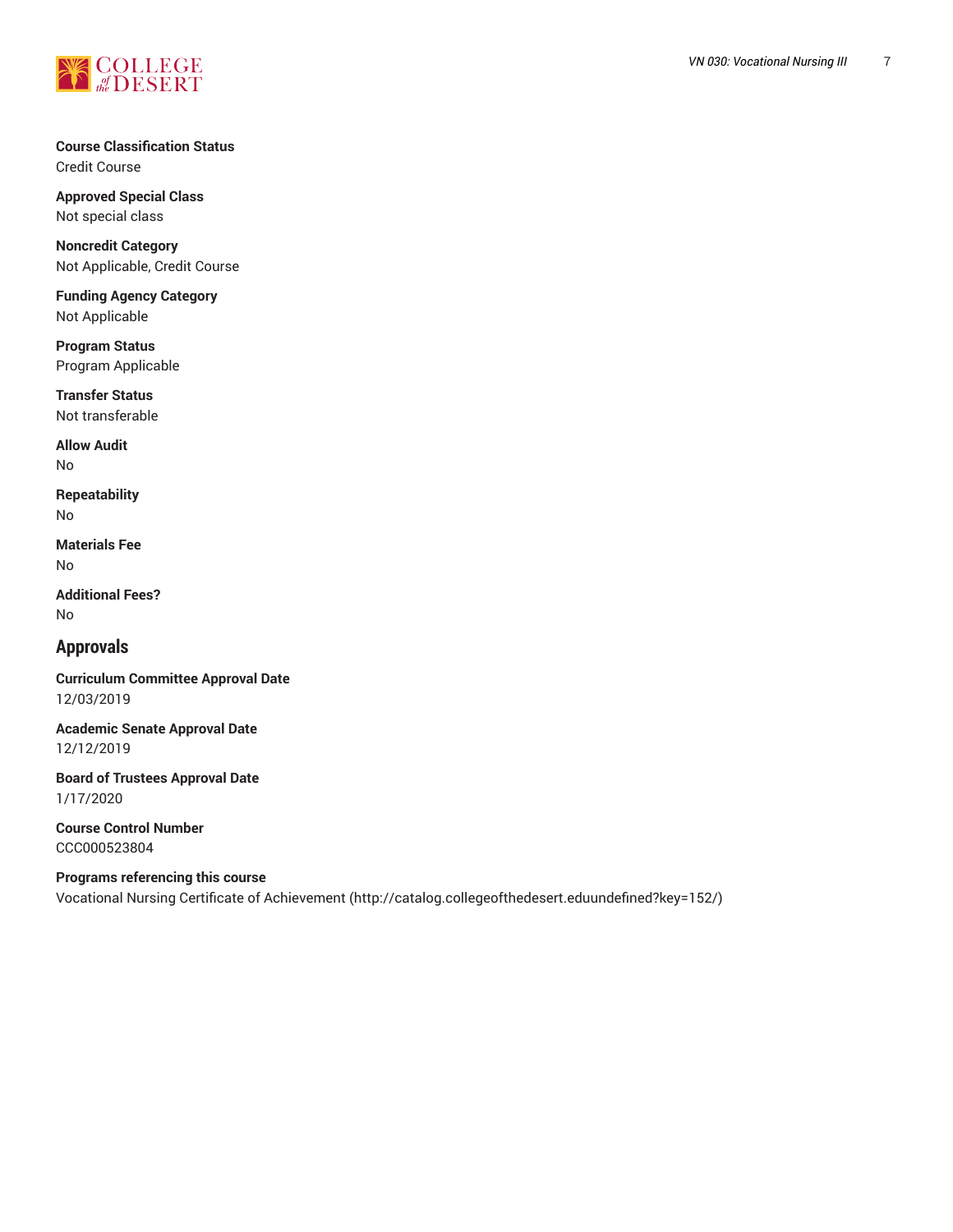**Course Classification Status**
Credit Course

**Approved Special Class**
Not special class

**Noncredit Category**
Not Applicable, Credit Course

**Funding Agency Category**
Not Applicable

**Program Status**
Program Applicable

**Transfer Status**
Not transferable

**Allow Audit**
No

**Repeatability**
No

**Materials Fee**
No

**Additional Fees?**
No

## Approvals

**Curriculum Committee Approval Date**
12/03/2019

**Academic Senate Approval Date**
12/12/2019

**Board of Trustees Approval Date**
1/17/2020

**Course Control Number**
CCC000523804

**Programs referencing this course**
Vocational Nursing Certificate of Achievement (http://catalog.collegeofthedesert.eduundefined?key=152/)